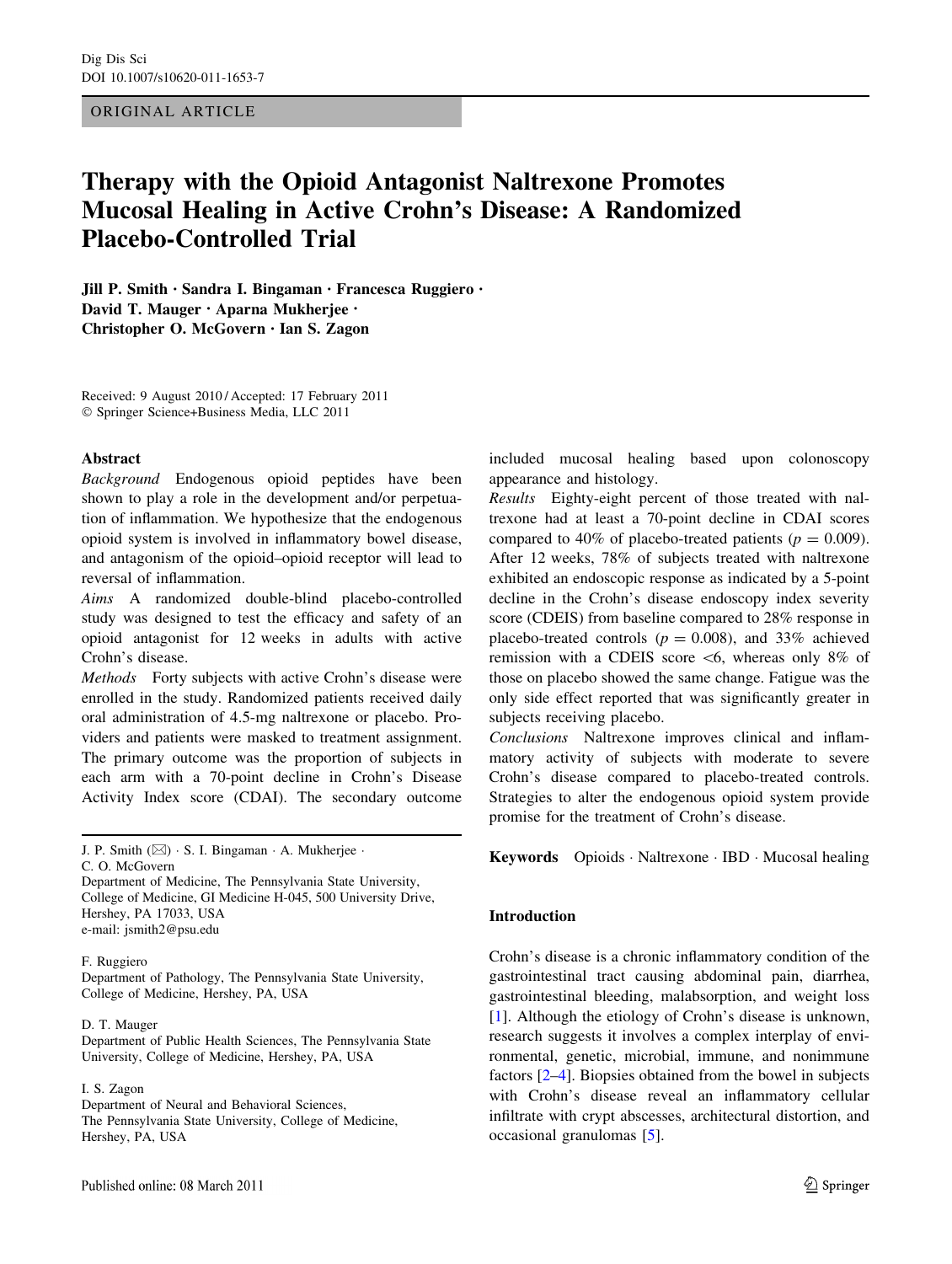ORIGINAL ARTICLE

# Therapy with the Opioid Antagonist Naltrexone Promotes Mucosal Healing in Active Crohn's Disease: A Randomized Placebo-Controlled Trial

**Jill P. Smith · Sandra I. Bingaman · Francesca Ruggiero · David T. Mauger · Aparna Mukherjee · Christopher O. McGovern · Ian S. Zagon**

Received: 9 August 2010 / Accepted: 17 February 2011
© Springer Science+Business Media, LLC 2011

## Abstract

*Background* Endogenous opioid peptides have been shown to play a role in the development and/or perpetuation of inflammation. We hypothesize that the endogenous opioid system is involved in inflammatory bowel disease, and antagonism of the opioid–opioid receptor will lead to reversal of inflammation.

*Aims* A randomized double-blind placebo-controlled study was designed to test the efficacy and safety of an opioid antagonist for 12 weeks in adults with active Crohn's disease.

*Methods* Forty subjects with active Crohn's disease were enrolled in the study. Randomized patients received daily oral administration of 4.5-mg naltrexone or placebo. Providers and patients were masked to treatment assignment. The primary outcome was the proportion of subjects in each arm with a 70-point decline in Crohn's Disease Activity Index score (CDAI). The secondary outcome included mucosal healing based upon colonoscopy appearance and histology.

*Results* Eighty-eight percent of those treated with naltrexone had at least a 70-point decline in CDAI scores compared to 40% of placebo-treated patients ($p = 0.009$). After 12 weeks, 78% of subjects treated with naltrexone exhibited an endoscopic response as indicated by a 5-point decline in the Crohn's disease endoscopy index severity score (CDEIS) from baseline compared to 28% response in placebo-treated controls ($p = 0.008$), and 33% achieved remission with a CDEIS score <6, whereas only 8% of those on placebo showed the same change. Fatigue was the only side effect reported that was significantly greater in subjects receiving placebo.

*Conclusions* Naltrexone improves clinical and inflammatory activity of subjects with moderate to severe Crohn's disease compared to placebo-treated controls. Strategies to alter the endogenous opioid system provide promise for the treatment of Crohn's disease.

**Keywords** Opioids · Naltrexone · IBD · Mucosal healing

J. P. Smith (✉) · S. I. Bingaman · A. Mukherjee · C. O. McGovern
Department of Medicine, The Pennsylvania State University, College of Medicine, GI Medicine H-045, 500 University Drive, Hershey, PA 17033, USA
e-mail: jsmith2@psu.edu

F. Ruggiero
Department of Pathology, The Pennsylvania State University, College of Medicine, Hershey, PA, USA

D. T. Mauger
Department of Public Health Sciences, The Pennsylvania State University, College of Medicine, Hershey, PA, USA

I. S. Zagon
Department of Neural and Behavioral Sciences, The Pennsylvania State University, College of Medicine, Hershey, PA, USA

## Introduction

Crohn's disease is a chronic inflammatory condition of the gastrointestinal tract causing abdominal pain, diarrhea, gastrointestinal bleeding, malabsorption, and weight loss [1]. Although the etiology of Crohn's disease is unknown, research suggests it involves a complex interplay of environmental, genetic, microbial, immune, and nonimmune factors [2–4]. Biopsies obtained from the bowel in subjects with Crohn's disease reveal an inflammatory cellular infiltrate with crypt abscesses, architectural distortion, and occasional granulomas [5].

Published online: 08 March 2011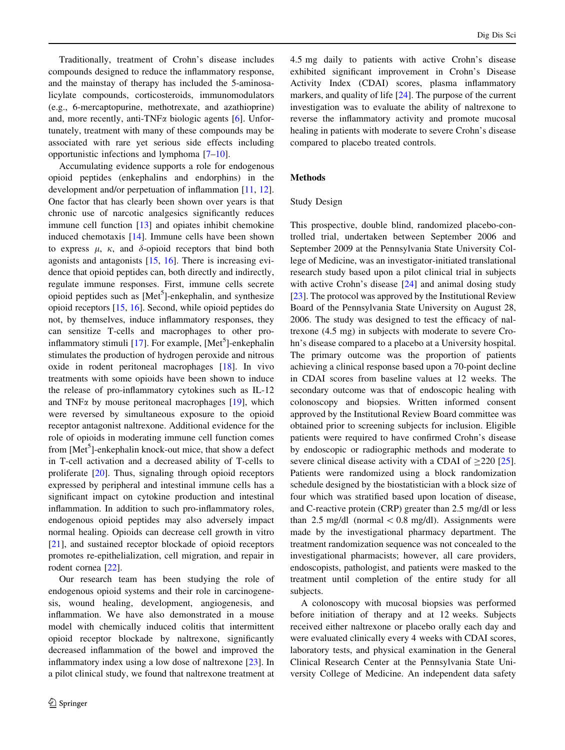Traditionally, treatment of Crohn's disease includes compounds designed to reduce the inflammatory response, and the mainstay of therapy has included the 5-aminosalicylate compounds, corticosteroids, immunomodulators (e.g., 6-mercaptopurine, methotrexate, and azathioprine) and, more recently, anti-TNFα biologic agents [6]. Unfortunately, treatment with many of these compounds may be associated with rare yet serious side effects including opportunistic infections and lymphoma [7–10].

Accumulating evidence supports a role for endogenous opioid peptides (enkephalins and endorphins) in the development and/or perpetuation of inflammation [11, 12]. One factor that has clearly been shown over years is that chronic use of narcotic analgesics significantly reduces immune cell function [13] and opiates inhibit chemokine induced chemotaxis [14]. Immune cells have been shown to express $\mu$, $\kappa$, and $\delta$-opioid receptors that bind both agonists and antagonists [15, 16]. There is increasing evidence that opioid peptides can, both directly and indirectly, regulate immune responses. First, immune cells secrete opioid peptides such as [Met$^5$]-enkephalin, and synthesize opioid receptors [15, 16]. Second, while opioid peptides do not, by themselves, induce inflammatory responses, they can sensitize T-cells and macrophages to other pro-inflammatory stimuli [17]. For example, [Met$^5$]-enkephalin stimulates the production of hydrogen peroxide and nitrous oxide in rodent peritoneal macrophages [18]. In vivo treatments with some opioids have been shown to induce the release of pro-inflammatory cytokines such as IL-12 and TNFα by mouse peritoneal macrophages [19], which were reversed by simultaneous exposure to the opioid receptor antagonist naltrexone. Additional evidence for the role of opioids in modulating immune cell function comes from [Met$^5$]-enkephalin knock-out mice, that show a defect in T-cell activation and a decreased ability of T-cells to proliferate [20]. Thus, signaling through opioid receptors expressed by peripheral and intestinal immune cells has a significant impact on cytokine production and intestinal inflammation. In addition to such pro-inflammatory roles, endogenous opioid peptides may also adversely impact normal healing. Opioids can decrease cell growth in vitro [21], and sustained receptor blockade of opioid receptors promotes re-epithelialization, cell migration, and repair in rodent cornea [22].

Our research team has been studying the role of endogenous opioid systems and their role in carcinogenesis, wound healing, development, angiogenesis, and inflammation. We have also demonstrated in a mouse model with chemically induced colitis that intermittent opioid receptor blockade by naltrexone, significantly decreased inflammation of the bowel and improved the inflammatory index using a low dose of naltrexone [23]. In a pilot clinical study, we found that naltrexone treatment at 4.5 mg daily to patients with active Crohn's disease exhibited significant improvement in Crohn's Disease Activity Index (CDAI) scores, plasma inflammatory markers, and quality of life [24]. The purpose of the current investigation was to evaluate the ability of naltrexone to reverse the inflammatory activity and promote mucosal healing in patients with moderate to severe Crohn's disease compared to placebo treated controls.

## Methods

### Study Design

This prospective, double blind, randomized placebo-controlled trial, undertaken between September 2006 and September 2009 at the Pennsylvania State University College of Medicine, was an investigator-initiated translational research study based upon a pilot clinical trial in subjects with active Crohn's disease [24] and animal dosing study [23]. The protocol was approved by the Institutional Review Board of the Pennsylvania State University on August 28, 2006. The study was designed to test the efficacy of naltrexone (4.5 mg) in subjects with moderate to severe Crohn's disease compared to a placebo at a University hospital. The primary outcome was the proportion of patients achieving a clinical response based upon a 70-point decline in CDAI scores from baseline values at 12 weeks. The secondary outcome was that of endoscopic healing with colonoscopy and biopsies. Written informed consent approved by the Institutional Review Board committee was obtained prior to screening subjects for inclusion. Eligible patients were required to have confirmed Crohn's disease by endoscopic or radiographic methods and moderate to severe clinical disease activity with a CDAI of $\geq$220 [25]. Patients were randomized using a block randomization schedule designed by the biostatistician with a block size of four which was stratified based upon location of disease, and C-reactive protein (CRP) greater than 2.5 mg/dl or less than 2.5 mg/dl (normal $<$ 0.8 mg/dl). Assignments were made by the investigational pharmacy department. The treatment randomization sequence was not concealed to the investigational pharmacists; however, all care providers, endoscopists, pathologist, and patients were masked to the treatment until completion of the entire study for all subjects.

A colonoscopy with mucosal biopsies was performed before initiation of therapy and at 12 weeks. Subjects received either naltrexone or placebo orally each day and were evaluated clinically every 4 weeks with CDAI scores, laboratory tests, and physical examination in the General Clinical Research Center at the Pennsylvania State University College of Medicine. An independent data safety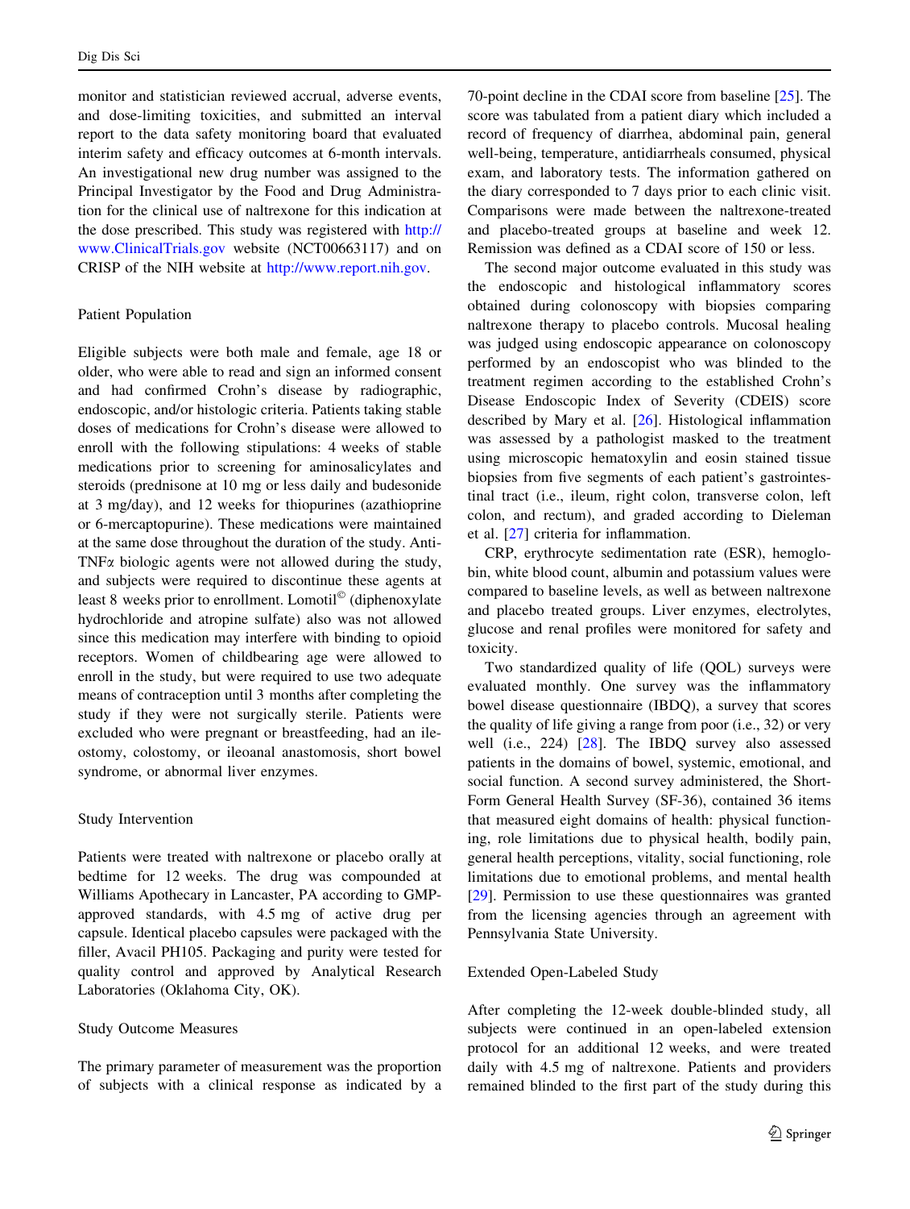monitor and statistician reviewed accrual, adverse events, and dose-limiting toxicities, and submitted an interval report to the data safety monitoring board that evaluated interim safety and efficacy outcomes at 6-month intervals. An investigational new drug number was assigned to the Principal Investigator by the Food and Drug Administration for the clinical use of naltrexone for this indication at the dose prescribed. This study was registered with http://www.ClinicalTrials.gov website (NCT00663117) and on CRISP of the NIH website at http://www.report.nih.gov.

### Patient Population

Eligible subjects were both male and female, age 18 or older, who were able to read and sign an informed consent and had confirmed Crohn's disease by radiographic, endoscopic, and/or histologic criteria. Patients taking stable doses of medications for Crohn's disease were allowed to enroll with the following stipulations: 4 weeks of stable medications prior to screening for aminosalicylates and steroids (prednisone at 10 mg or less daily and budesonide at 3 mg/day), and 12 weeks for thiopurines (azathioprine or 6-mercaptopurine). These medications were maintained at the same dose throughout the duration of the study. Anti-TNFα biologic agents were not allowed during the study, and subjects were required to discontinue these agents at least 8 weeks prior to enrollment. Lomotil© (diphenoxylate hydrochloride and atropine sulfate) also was not allowed since this medication may interfere with binding to opioid receptors. Women of childbearing age were allowed to enroll in the study, but were required to use two adequate means of contraception until 3 months after completing the study if they were not surgically sterile. Patients were excluded who were pregnant or breastfeeding, had an ileostomy, colostomy, or ileoanal anastomosis, short bowel syndrome, or abnormal liver enzymes.

### Study Intervention

Patients were treated with naltrexone or placebo orally at bedtime for 12 weeks. The drug was compounded at Williams Apothecary in Lancaster, PA according to GMP-approved standards, with 4.5 mg of active drug per capsule. Identical placebo capsules were packaged with the filler, Avacil PH105. Packaging and purity were tested for quality control and approved by Analytical Research Laboratories (Oklahoma City, OK).

### Study Outcome Measures

The primary parameter of measurement was the proportion of subjects with a clinical response as indicated by a 70-point decline in the CDAI score from baseline [25]. The score was tabulated from a patient diary which included a record of frequency of diarrhea, abdominal pain, general well-being, temperature, antidiarrheals consumed, physical exam, and laboratory tests. The information gathered on the diary corresponded to 7 days prior to each clinic visit. Comparisons were made between the naltrexone-treated and placebo-treated groups at baseline and week 12. Remission was defined as a CDAI score of 150 or less.

The second major outcome evaluated in this study was the endoscopic and histological inflammatory scores obtained during colonoscopy with biopsies comparing naltrexone therapy to placebo controls. Mucosal healing was judged using endoscopic appearance on colonoscopy performed by an endoscopist who was blinded to the treatment regimen according to the established Crohn's Disease Endoscopic Index of Severity (CDEIS) score described by Mary et al. [26]. Histological inflammation was assessed by a pathologist masked to the treatment using microscopic hematoxylin and eosin stained tissue biopsies from five segments of each patient's gastrointestinal tract (i.e., ileum, right colon, transverse colon, left colon, and rectum), and graded according to Dieleman et al. [27] criteria for inflammation.

CRP, erythrocyte sedimentation rate (ESR), hemoglobin, white blood count, albumin and potassium values were compared to baseline levels, as well as between naltrexone and placebo treated groups. Liver enzymes, electrolytes, glucose and renal profiles were monitored for safety and toxicity.

Two standardized quality of life (QOL) surveys were evaluated monthly. One survey was the inflammatory bowel disease questionnaire (IBDQ), a survey that scores the quality of life giving a range from poor (i.e., 32) or very well (i.e., 224) [28]. The IBDQ survey also assessed patients in the domains of bowel, systemic, emotional, and social function. A second survey administered, the Short-Form General Health Survey (SF-36), contained 36 items that measured eight domains of health: physical functioning, role limitations due to physical health, bodily pain, general health perceptions, vitality, social functioning, role limitations due to emotional problems, and mental health [29]. Permission to use these questionnaires was granted from the licensing agencies through an agreement with Pennsylvania State University.

### Extended Open-Labeled Study

After completing the 12-week double-blinded study, all subjects were continued in an open-labeled extension protocol for an additional 12 weeks, and were treated daily with 4.5 mg of naltrexone. Patients and providers remained blinded to the first part of the study during this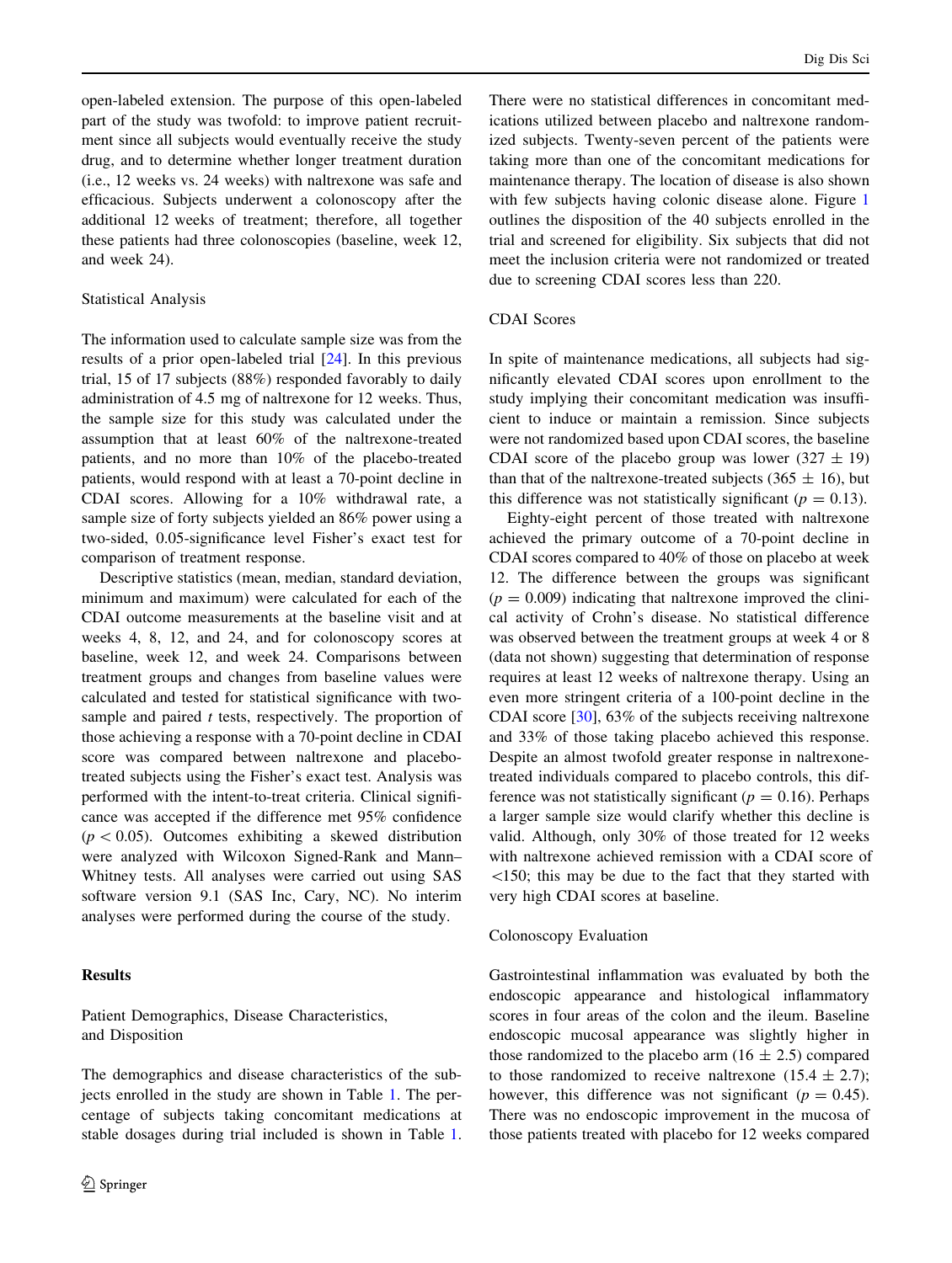open-labeled extension. The purpose of this open-labeled part of the study was twofold: to improve patient recruitment since all subjects would eventually receive the study drug, and to determine whether longer treatment duration (i.e., 12 weeks vs. 24 weeks) with naltrexone was safe and efficacious. Subjects underwent a colonoscopy after the additional 12 weeks of treatment; therefore, all together these patients had three colonoscopies (baseline, week 12, and week 24).

### Statistical Analysis

The information used to calculate sample size was from the results of a prior open-labeled trial [24]. In this previous trial, 15 of 17 subjects (88%) responded favorably to daily administration of 4.5 mg of naltrexone for 12 weeks. Thus, the sample size for this study was calculated under the assumption that at least 60% of the naltrexone-treated patients, and no more than 10% of the placebo-treated patients, would respond with at least a 70-point decline in CDAI scores. Allowing for a 10% withdrawal rate, a sample size of forty subjects yielded an 86% power using a two-sided, 0.05-significance level Fisher's exact test for comparison of treatment response.

Descriptive statistics (mean, median, standard deviation, minimum and maximum) were calculated for each of the CDAI outcome measurements at the baseline visit and at weeks 4, 8, 12, and 24, and for colonoscopy scores at baseline, week 12, and week 24. Comparisons between treatment groups and changes from baseline values were calculated and tested for statistical significance with two-sample and paired *t* tests, respectively. The proportion of those achieving a response with a 70-point decline in CDAI score was compared between naltrexone and placebo-treated subjects using the Fisher's exact test. Analysis was performed with the intent-to-treat criteria. Clinical significance was accepted if the difference met 95% confidence ($p < 0.05$). Outcomes exhibiting a skewed distribution were analyzed with Wilcoxon Signed-Rank and Mann–Whitney tests. All analyses were carried out using SAS software version 9.1 (SAS Inc, Cary, NC). No interim analyses were performed during the course of the study.

## Results

### Patient Demographics, Disease Characteristics, and Disposition

The demographics and disease characteristics of the subjects enrolled in the study are shown in Table 1. The percentage of subjects taking concomitant medications at stable dosages during trial included is shown in Table 1. There were no statistical differences in concomitant medications utilized between placebo and naltrexone randomized subjects. Twenty-seven percent of the patients were taking more than one of the concomitant medications for maintenance therapy. The location of disease is also shown with few subjects having colonic disease alone. Figure 1 outlines the disposition of the 40 subjects enrolled in the trial and screened for eligibility. Six subjects that did not meet the inclusion criteria were not randomized or treated due to screening CDAI scores less than 220.

### CDAI Scores

In spite of maintenance medications, all subjects had significantly elevated CDAI scores upon enrollment to the study implying their concomitant medication was insufficient to induce or maintain a remission. Since subjects were not randomized based upon CDAI scores, the baseline CDAI score of the placebo group was lower ($327 \pm 19$) than that of the naltrexone-treated subjects ($365 \pm 16$), but this difference was not statistically significant ($p = 0.13$).

Eighty-eight percent of those treated with naltrexone achieved the primary outcome of a 70-point decline in CDAI scores compared to 40% of those on placebo at week 12. The difference between the groups was significant ($p = 0.009$) indicating that naltrexone improved the clinical activity of Crohn's disease. No statistical difference was observed between the treatment groups at week 4 or 8 (data not shown) suggesting that determination of response requires at least 12 weeks of naltrexone therapy. Using an even more stringent criteria of a 100-point decline in the CDAI score [30], 63% of the subjects receiving naltrexone and 33% of those taking placebo achieved this response. Despite an almost twofold greater response in naltrexone-treated individuals compared to placebo controls, this difference was not statistically significant ($p = 0.16$). Perhaps a larger sample size would clarify whether this decline is valid. Although, only 30% of those treated for 12 weeks with naltrexone achieved remission with a CDAI score of <150; this may be due to the fact that they started with very high CDAI scores at baseline.

### Colonoscopy Evaluation

Gastrointestinal inflammation was evaluated by both the endoscopic appearance and histological inflammatory scores in four areas of the colon and the ileum. Baseline endoscopic mucosal appearance was slightly higher in those randomized to the placebo arm ($16 \pm 2.5$) compared to those randomized to receive naltrexone ($15.4 \pm 2.7$); however, this difference was not significant ($p = 0.45$). There was no endoscopic improvement in the mucosa of those patients treated with placebo for 12 weeks compared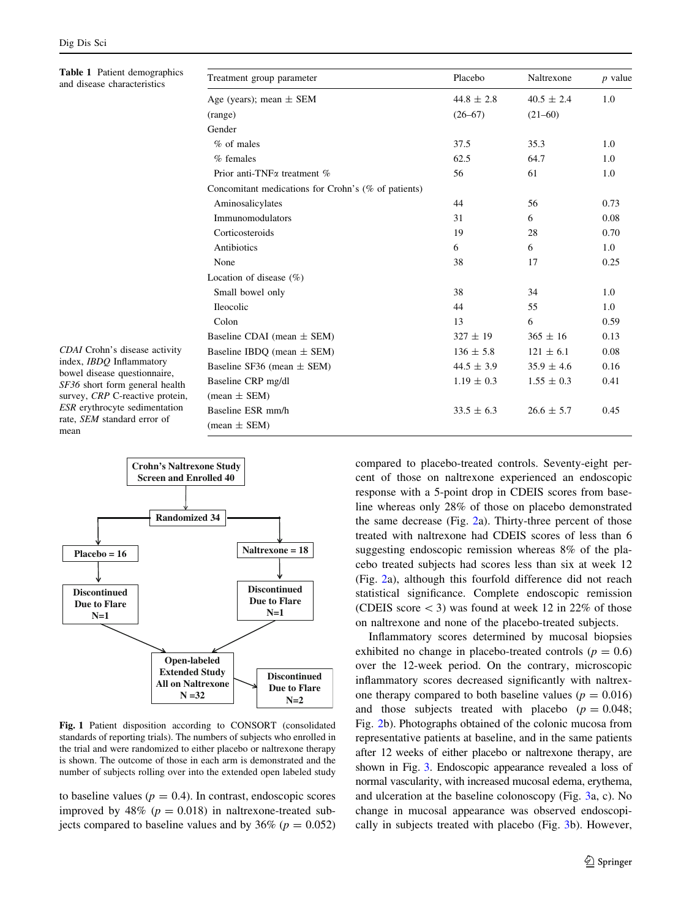**Table 1** Patient demographics and disease characteristics

| Treatment group parameter | Placebo | Naltrexone | *p* value |
|---|---|---|---|
| Age (years); mean ± SEM | 44.8 ± 2.8 | 40.5 ± 2.4 | 1.0 |
| (range) | (26–67) | (21–60) | |
| Gender | | | |
| % of males | 37.5 | 35.3 | 1.0 |
| % females | 62.5 | 64.7 | 1.0 |
| Prior anti-TNFα treatment % | 56 | 61 | 1.0 |
| Concomitant medications for Crohn's (% of patients) | | | |
| Aminosalicylates | 44 | 56 | 0.73 |
| Immunomodulators | 31 | 6 | 0.08 |
| Corticosteroids | 19 | 28 | 0.70 |
| Antibiotics | 6 | 6 | 1.0 |
| None | 38 | 17 | 0.25 |
| Location of disease (%) | | | |
| Small bowel only | 38 | 34 | 1.0 |
| Ileocolic | 44 | 55 | 1.0 |
| Colon | 13 | 6 | 0.59 |
| Baseline CDAI (mean ± SEM) | 327 ± 19 | 365 ± 16 | 0.13 |
| Baseline IBDQ (mean ± SEM) | 136 ± 5.8 | 121 ± 6.1 | 0.08 |
| Baseline SF36 (mean ± SEM) | 44.5 ± 3.9 | 35.9 ± 4.6 | 0.16 |
| Baseline CRP mg/dl (mean ± SEM) | 1.19 ± 0.3 | 1.55 ± 0.3 | 0.41 |
| Baseline ESR mm/h (mean ± SEM) | 33.5 ± 6.3 | 26.6 ± 5.7 | 0.45 |

*CDAI* Crohn's disease activity index, *IBDQ* Inflammatory bowel disease questionnaire, *SF36* short form general health survey, *CRP* C-reactive protein, *ESR* erythrocyte sedimentation rate, *SEM* standard error of mean

Crohn's Naltrexone Study Screen and Enrolled 40 → Randomized 34 → Placebo = 16 / Naltrexone = 18

Placebo = 16 → Discontinued Due to Flare N=1

Naltrexone = 18 → Discontinued Due to Flare N=1

→ Open-labeled Extended Study All on Naltrexone N =32 → Discontinued Due to Flare N=2

**Fig. 1** Patient disposition according to CONSORT (consolidated standards of reporting trials). The numbers of subjects who enrolled in the trial and were randomized to either placebo or naltrexone therapy is shown. The outcome of those in each arm is demonstrated and the number of subjects rolling over into the extended open labeled study

to baseline values ($p = 0.4$). In contrast, endoscopic scores improved by 48% ($p = 0.018$) in naltrexone-treated subjects compared to baseline values and by 36% ($p = 0.052$) compared to placebo-treated controls. Seventy-eight percent of those on naltrexone experienced an endoscopic response with a 5-point drop in CDEIS scores from baseline whereas only 28% of those on placebo demonstrated the same decrease (Fig. 2a). Thirty-three percent of those treated with naltrexone had CDEIS scores of less than 6 suggesting endoscopic remission whereas 8% of the placebo treated subjects had scores less than six at week 12 (Fig. 2a), although this fourfold difference did not reach statistical significance. Complete endoscopic remission (CDEIS score $< 3$) was found at week 12 in 22% of those on naltrexone and none of the placebo-treated subjects.

Inflammatory scores determined by mucosal biopsies exhibited no change in placebo-treated controls ($p = 0.6$) over the 12-week period. On the contrary, microscopic inflammatory scores decreased significantly with naltrexone therapy compared to both baseline values ($p = 0.016$) and those subjects treated with placebo ($p = 0.048$; Fig. 2b). Photographs obtained of the colonic mucosa from representative patients at baseline, and in the same patients after 12 weeks of either placebo or naltrexone therapy, are shown in Fig. 3. Endoscopic appearance revealed a loss of normal vascularity, with increased mucosal edema, erythema, and ulceration at the baseline colonoscopy (Fig. 3a, c). No change in mucosal appearance was observed endoscopically in subjects treated with placebo (Fig. 3b). However,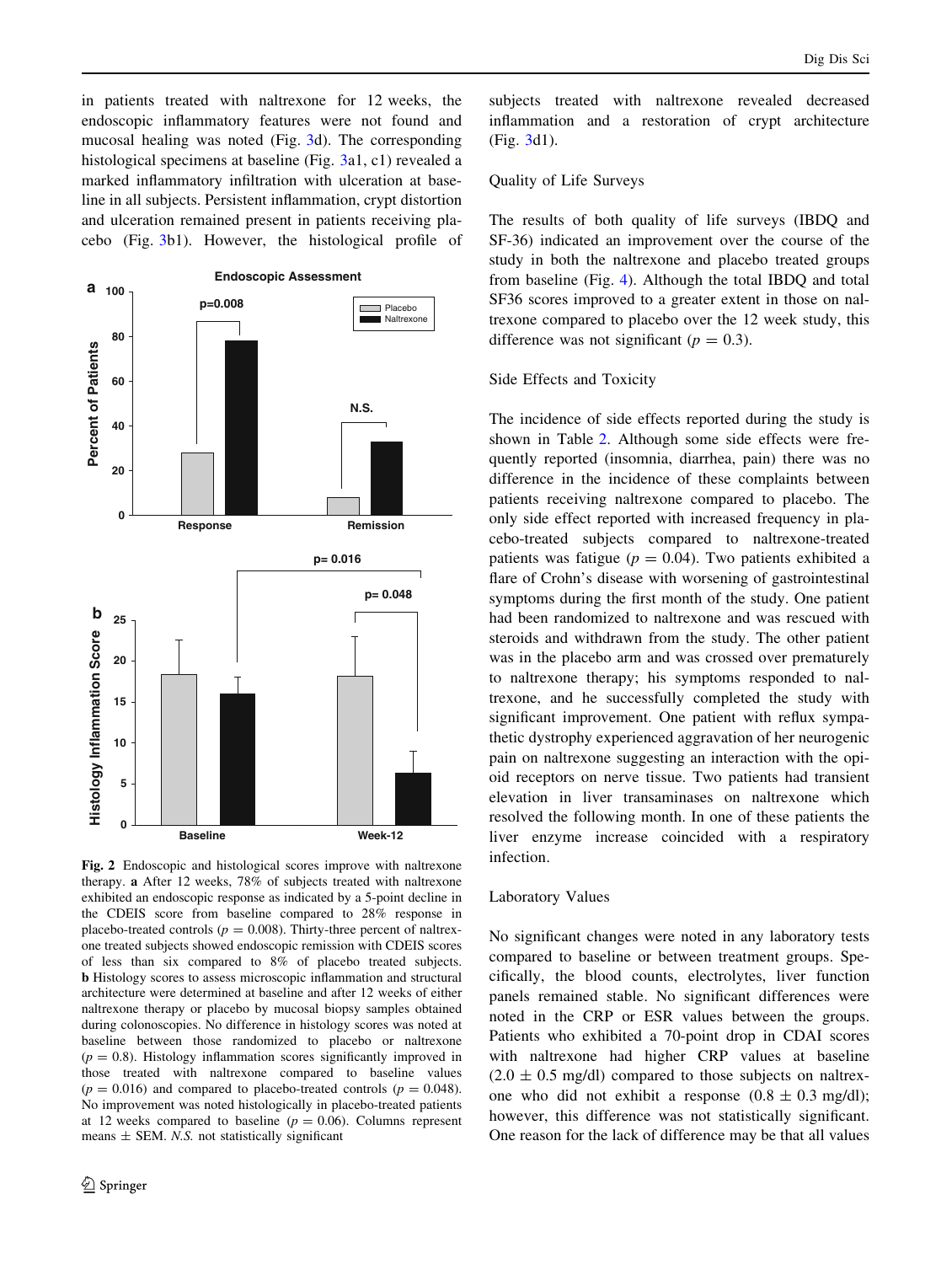in patients treated with naltrexone for 12 weeks, the endoscopic inflammatory features were not found and mucosal healing was noted (Fig. 3d). The corresponding histological specimens at baseline (Fig. 3a1, c1) revealed a marked inflammatory infiltration with ulceration at baseline in all subjects. Persistent inflammation, crypt distortion and ulceration remained present in patients receiving placebo (Fig. 3b1). However, the histological profile of subjects treated with naltrexone revealed decreased inflammation and a restoration of crypt architecture (Fig. 3d1).

**Fig. 2** Endoscopic and histological scores improve with naltrexone therapy. **a** After 12 weeks, 78% of subjects treated with naltrexone exhibited an endoscopic response as indicated by a 5-point decline in the CDEIS score from baseline compared to 28% response in placebo-treated controls ($p = 0.008$). Thirty-three percent of naltrexone treated subjects showed endoscopic remission with CDEIS scores of less than six compared to 8% of placebo treated subjects. **b** Histology scores to assess microscopic inflammation and structural architecture were determined at baseline and after 12 weeks of either naltrexone therapy or placebo by mucosal biopsy samples obtained during colonoscopies. No difference in histology scores was noted at baseline between those randomized to placebo or naltrexone ($p = 0.8$). Histology inflammation scores significantly improved in those treated with naltrexone compared to baseline values ($p = 0.016$) and compared to placebo-treated controls ($p = 0.048$). No improvement was noted histologically in placebo-treated patients at 12 weeks compared to baseline ($p = 0.06$). Columns represent means ± SEM. *N.S.* not statistically significant

### Quality of Life Surveys

The results of both quality of life surveys (IBDQ and SF-36) indicated an improvement over the course of the study in both the naltrexone and placebo treated groups from baseline (Fig. 4). Although the total IBDQ and total SF36 scores improved to a greater extent in those on naltrexone compared to placebo over the 12 week study, this difference was not significant ($p = 0.3$).

### Side Effects and Toxicity

The incidence of side effects reported during the study is shown in Table 2. Although some side effects were frequently reported (insomnia, diarrhea, pain) there was no difference in the incidence of these complaints between patients receiving naltrexone compared to placebo. The only side effect reported with increased frequency in placebo-treated subjects compared to naltrexone-treated patients was fatigue ($p = 0.04$). Two patients exhibited a flare of Crohn's disease with worsening of gastrointestinal symptoms during the first month of the study. One patient had been randomized to naltrexone and was rescued with steroids and withdrawn from the study. The other patient was in the placebo arm and was crossed over prematurely to naltrexone therapy; his symptoms responded to naltrexone, and he successfully completed the study with significant improvement. One patient with reflux sympathetic dystrophy experienced aggravation of her neurogenic pain on naltrexone suggesting an interaction with the opioid receptors on nerve tissue. Two patients had transient elevation in liver transaminases on naltrexone which resolved the following month. In one of these patients the liver enzyme increase coincided with a respiratory infection.

### Laboratory Values

No significant changes were noted in any laboratory tests compared to baseline or between treatment groups. Specifically, the blood counts, electrolytes, liver function panels remained stable. No significant differences were noted in the CRP or ESR values between the groups. Patients who exhibited a 70-point drop in CDAI scores with naltrexone had higher CRP values at baseline ($2.0 \pm 0.5$ mg/dl) compared to those subjects on naltrexone who did not exhibit a response ($0.8 \pm 0.3$ mg/dl); however, this difference was not statistically significant. One reason for the lack of difference may be that all values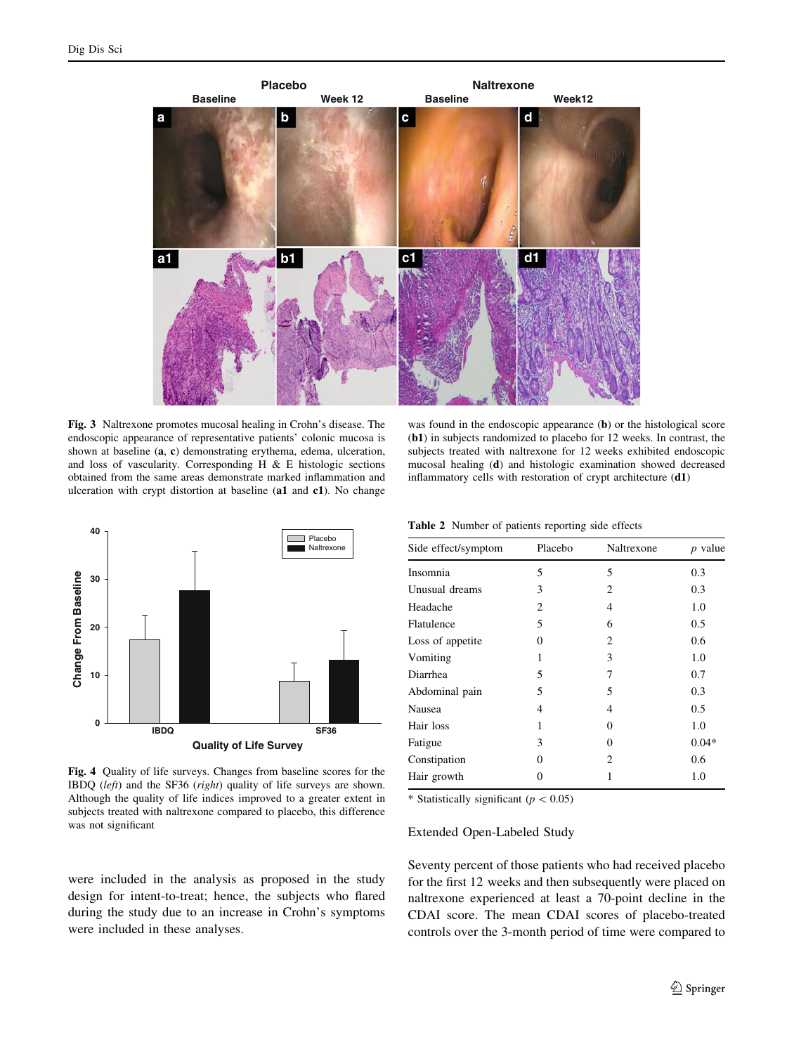Fig. 3 Naltrexone promotes mucosal healing in Crohn's disease. The endoscopic appearance of representative patients' colonic mucosa is shown at baseline (**a**, **c**) demonstrating erythema, edema, ulceration, and loss of vascularity. Corresponding H & E histologic sections obtained from the same areas demonstrate marked inflammation and ulceration with crypt distortion at baseline (**a1** and **c1**). No change was found in the endoscopic appearance (**b**) or the histological score (**b1**) in subjects randomized to placebo for 12 weeks. In contrast, the subjects treated with naltrexone for 12 weeks exhibited endoscopic mucosal healing (**d**) and histologic examination showed decreased inflammatory cells with restoration of crypt architecture (**d1**)

Fig. 4 Quality of life surveys. Changes from baseline scores for the IBDQ (*left*) and the SF36 (*right*) quality of life surveys are shown. Although the quality of life indices improved to a greater extent in subjects treated with naltrexone compared to placebo, this difference was not significant

were included in the analysis as proposed in the study design for intent-to-treat; hence, the subjects who flared during the study due to an increase in Crohn's symptoms were included in these analyses.

**Table 2** Number of patients reporting side effects

| Side effect/symptom | Placebo | Naltrexone | *p* value |
|---|---|---|---|
| Insomnia | 5 | 5 | 0.3 |
| Unusual dreams | 3 | 2 | 0.3 |
| Headache | 2 | 4 | 1.0 |
| Flatulence | 5 | 6 | 0.5 |
| Loss of appetite | 0 | 2 | 0.6 |
| Vomiting | 1 | 3 | 1.0 |
| Diarrhea | 5 | 7 | 0.7 |
| Abdominal pain | 5 | 5 | 0.3 |
| Nausea | 4 | 4 | 0.5 |
| Hair loss | 1 | 0 | 1.0 |
| Fatigue | 3 | 0 | 0.04* |
| Constipation | 0 | 2 | 0.6 |
| Hair growth | 0 | 1 | 1.0 |

* Statistically significant ($p < 0.05$)

## Extended Open-Labeled Study

Seventy percent of those patients who had received placebo for the first 12 weeks and then subsequently were placed on naltrexone experienced at least a 70-point decline in the CDAI score. The mean CDAI scores of placebo-treated controls over the 3-month period of time were compared to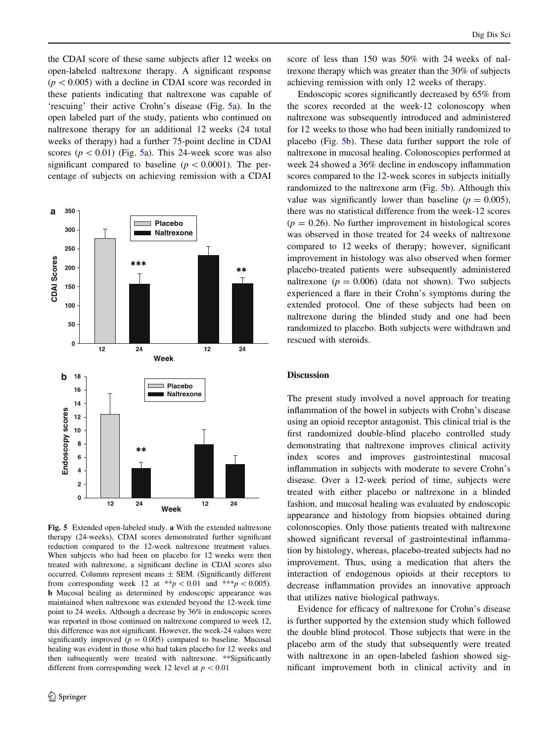the CDAI score of these same subjects after 12 weeks on open-labeled naltrexone therapy. A significant response ($p < 0.005$) with a decline in CDAI score was recorded in these patients indicating that naltrexone was capable of 'rescuing' their active Crohn's disease (Fig. 5a). In the open labeled part of the study, patients who continued on naltrexone therapy for an additional 12 weeks (24 total weeks of therapy) had a further 75-point decline in CDAI scores ($p < 0.01$) (Fig. 5a). This 24-week score was also significant compared to baseline ($p < 0.0001$). The percentage of subjects on achieving remission with a CDAI score of less than 150 was 50% with 24 weeks of naltrexone therapy which was greater than the 30% of subjects achieving remission with only 12 weeks of therapy.

Endoscopic scores significantly decreased by 65% from the scores recorded at the week-12 colonoscopy when naltrexone was subsequently introduced and administered for 12 weeks to those who had been initially randomized to placebo (Fig. 5b). These data further support the role of naltrexone in mucosal healing. Colonoscopies performed at week 24 showed a 36% decline in endoscopy inflammation scores compared to the 12-week scores in subjects initially randomized to the naltrexone arm (Fig. 5b). Although this value was significantly lower than baseline ($p = 0.005$), there was no statistical difference from the week-12 scores ($p = 0.26$). No further improvement in histological scores was observed in those treated for 24 weeks of naltrexone compared to 12 weeks of therapy; however, significant improvement in histology was also observed when former placebo-treated patients were subsequently administered naltrexone ($p = 0.006$) (data not shown). Two subjects experienced a flare in their Crohn's symptoms during the extended protocol. One of these subjects had been on naltrexone during the blinded study and one had been randomized to placebo. Both subjects were withdrawn and rescued with steroids.

**Fig. 5** Extended open-labeled study. **a** With the extended naltrexone therapy (24-weeks), CDAI scores demonstrated further significant reduction compared to the 12-week naltrexone treatment values. When subjects who had been on placebo for 12 weeks were then treated with naltrexone, a significant decline in CDAI scores also occurred. Columns represent means ± SEM. (Significantly different from corresponding week 12 at **$p < 0.01$ and ***$p < 0.005$). **b** Mucosal healing as determined by endoscopic appearance was maintained when naltrexone was extended beyond the 12-week time point to 24 weeks. Although a decrease by 36% in endoscopic scores was reported in those continued on naltrexone compared to week 12, this difference was not significant. However, the week-24 values were significantly improved ($p = 0.005$) compared to baseline. Mucosal healing was evident in those who had taken placebo for 12 weeks and then subsequently were treated with naltrexone. **Significantly different from corresponding week 12 level at $p < 0.01$

## Discussion

The present study involved a novel approach for treating inflammation of the bowel in subjects with Crohn's disease using an opioid receptor antagonist. This clinical trial is the first randomized double-blind placebo controlled study demonstrating that naltrexone improves clinical activity index scores and improves gastrointestinal mucosal inflammation in subjects with moderate to severe Crohn's disease. Over a 12-week period of time, subjects were treated with either placebo or naltrexone in a blinded fashion, and mucosal healing was evaluated by endoscopic appearance and histology from biopsies obtained during colonoscopies. Only those patients treated with naltrexone showed significant reversal of gastrointestinal inflammation by histology, whereas, placebo-treated subjects had no improvement. Thus, using a medication that alters the interaction of endogenous opioids at their receptors to decrease inflammation provides an innovative approach that utilizes native biological pathways.

Evidence for efficacy of naltrexone for Crohn's disease is further supported by the extension study which followed the double blind protocol. Those subjects that were in the placebo arm of the study that subsequently were treated with naltrexone in an open-labeled fashion showed significant improvement both in clinical activity and in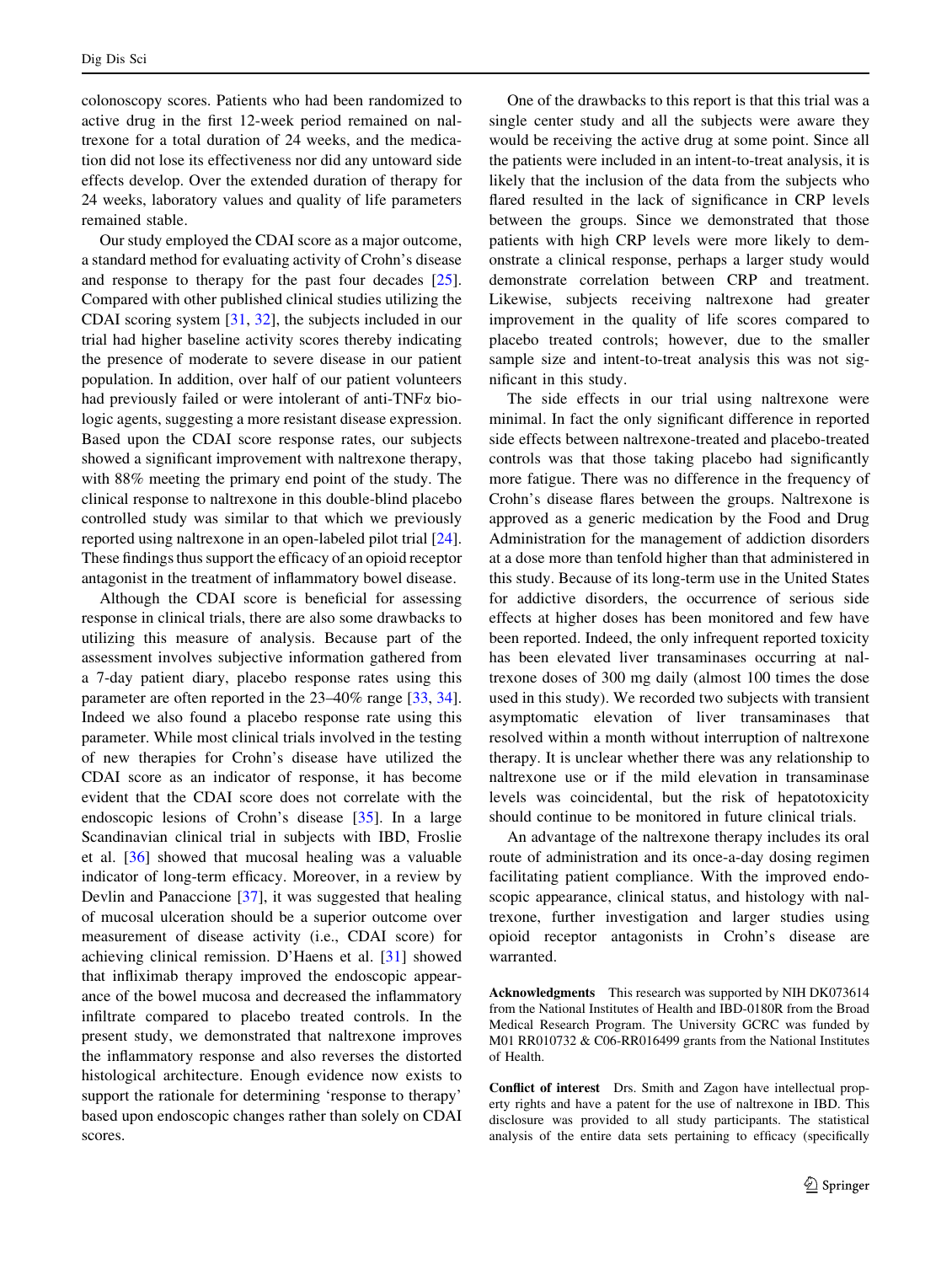colonoscopy scores. Patients who had been randomized to active drug in the first 12-week period remained on naltrexone for a total duration of 24 weeks, and the medication did not lose its effectiveness nor did any untoward side effects develop. Over the extended duration of therapy for 24 weeks, laboratory values and quality of life parameters remained stable.

Our study employed the CDAI score as a major outcome, a standard method for evaluating activity of Crohn's disease and response to therapy for the past four decades [25]. Compared with other published clinical studies utilizing the CDAI scoring system [31, 32], the subjects included in our trial had higher baseline activity scores thereby indicating the presence of moderate to severe disease in our patient population. In addition, over half of our patient volunteers had previously failed or were intolerant of anti-TNFα biologic agents, suggesting a more resistant disease expression. Based upon the CDAI score response rates, our subjects showed a significant improvement with naltrexone therapy, with 88% meeting the primary end point of the study. The clinical response to naltrexone in this double-blind placebo controlled study was similar to that which we previously reported using naltrexone in an open-labeled pilot trial [24]. These findings thus support the efficacy of an opioid receptor antagonist in the treatment of inflammatory bowel disease.

Although the CDAI score is beneficial for assessing response in clinical trials, there are also some drawbacks to utilizing this measure of analysis. Because part of the assessment involves subjective information gathered from a 7-day patient diary, placebo response rates using this parameter are often reported in the 23–40% range [33, 34]. Indeed we also found a placebo response rate using this parameter. While most clinical trials involved in the testing of new therapies for Crohn's disease have utilized the CDAI score as an indicator of response, it has become evident that the CDAI score does not correlate with the endoscopic lesions of Crohn's disease [35]. In a large Scandinavian clinical trial in subjects with IBD, Froslie et al. [36] showed that mucosal healing was a valuable indicator of long-term efficacy. Moreover, in a review by Devlin and Panaccione [37], it was suggested that healing of mucosal ulceration should be a superior outcome over measurement of disease activity (i.e., CDAI score) for achieving clinical remission. D'Haens et al. [31] showed that infliximab therapy improved the endoscopic appearance of the bowel mucosa and decreased the inflammatory infiltrate compared to placebo treated controls. In the present study, we demonstrated that naltrexone improves the inflammatory response and also reverses the distorted histological architecture. Enough evidence now exists to support the rationale for determining 'response to therapy' based upon endoscopic changes rather than solely on CDAI scores.

One of the drawbacks to this report is that this trial was a single center study and all the subjects were aware they would be receiving the active drug at some point. Since all the patients were included in an intent-to-treat analysis, it is likely that the inclusion of the data from the subjects who flared resulted in the lack of significance in CRP levels between the groups. Since we demonstrated that those patients with high CRP levels were more likely to demonstrate a clinical response, perhaps a larger study would demonstrate correlation between CRP and treatment. Likewise, subjects receiving naltrexone had greater improvement in the quality of life scores compared to placebo treated controls; however, due to the smaller sample size and intent-to-treat analysis this was not significant in this study.

The side effects in our trial using naltrexone were minimal. In fact the only significant difference in reported side effects between naltrexone-treated and placebo-treated controls was that those taking placebo had significantly more fatigue. There was no difference in the frequency of Crohn's disease flares between the groups. Naltrexone is approved as a generic medication by the Food and Drug Administration for the management of addiction disorders at a dose more than tenfold higher than that administered in this study. Because of its long-term use in the United States for addictive disorders, the occurrence of serious side effects at higher doses has been monitored and few have been reported. Indeed, the only infrequent reported toxicity has been elevated liver transaminases occurring at naltrexone doses of 300 mg daily (almost 100 times the dose used in this study). We recorded two subjects with transient asymptomatic elevation of liver transaminases that resolved within a month without interruption of naltrexone therapy. It is unclear whether there was any relationship to naltrexone use or if the mild elevation in transaminase levels was coincidental, but the risk of hepatotoxicity should continue to be monitored in future clinical trials.

An advantage of the naltrexone therapy includes its oral route of administration and its once-a-day dosing regimen facilitating patient compliance. With the improved endoscopic appearance, clinical status, and histology with naltrexone, further investigation and larger studies using opioid receptor antagonists in Crohn's disease are warranted.

**Acknowledgments** This research was supported by NIH DK073614 from the National Institutes of Health and IBD-0180R from the Broad Medical Research Program. The University GCRC was funded by M01 RR010732 & C06-RR016499 grants from the National Institutes of Health.

**Conflict of interest** Drs. Smith and Zagon have intellectual property rights and have a patent for the use of naltrexone in IBD. This disclosure was provided to all study participants. The statistical analysis of the entire data sets pertaining to efficacy (specifically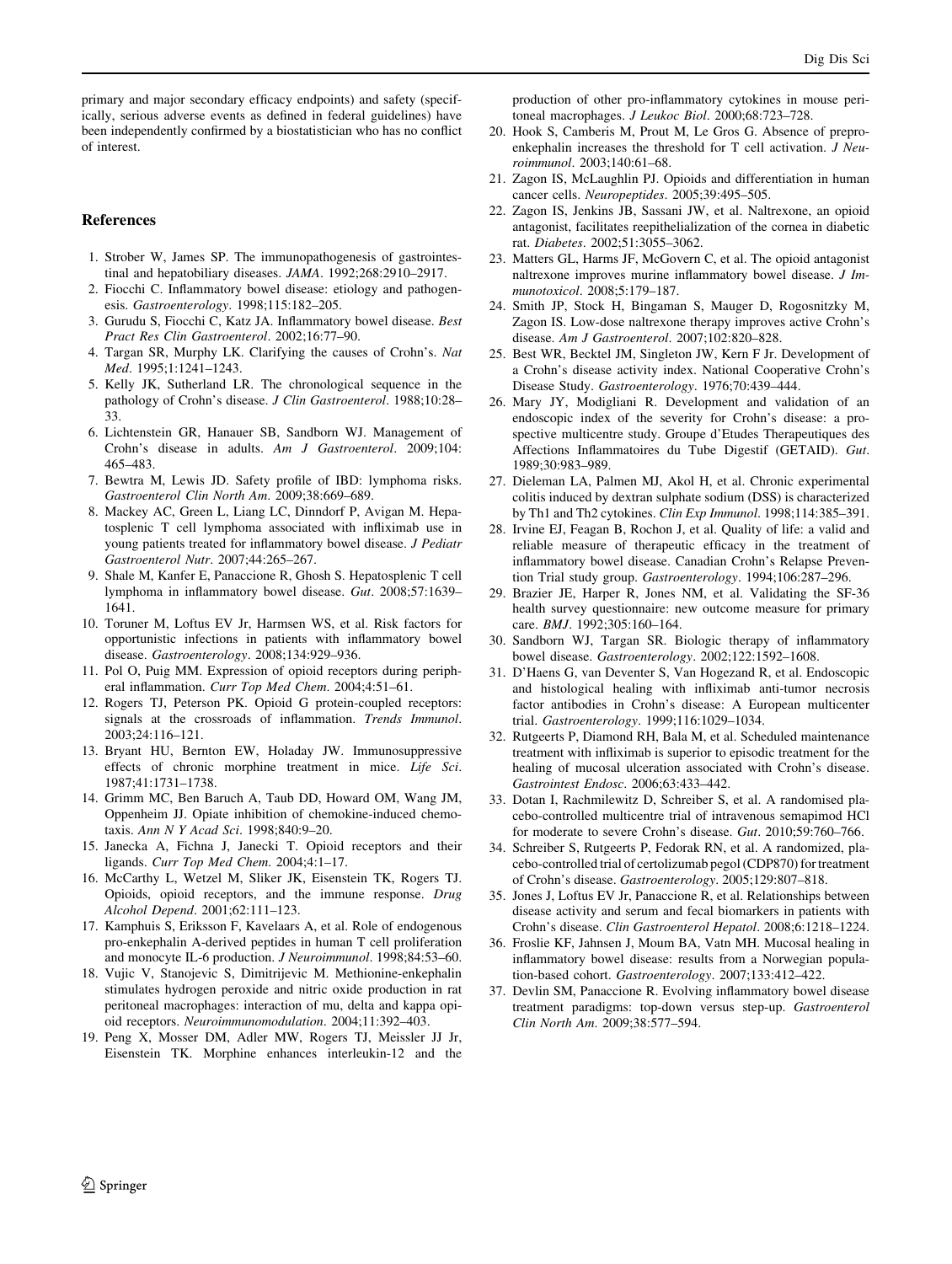primary and major secondary efficacy endpoints) and safety (specifically, serious adverse events as defined in federal guidelines) have been independently confirmed by a biostatistician who has no conflict of interest.

## References

1. Strober W, James SP. The immunopathogenesis of gastrointestinal and hepatobiliary diseases. *JAMA*. 1992;268:2910–2917.
2. Fiocchi C. Inflammatory bowel disease: etiology and pathogenesis. *Gastroenterology*. 1998;115:182–205.
3. Gurudu S, Fiocchi C, Katz JA. Inflammatory bowel disease. *Best Pract Res Clin Gastroenterol*. 2002;16:77–90.
4. Targan SR, Murphy LK. Clarifying the causes of Crohn's. *Nat Med*. 1995;1:1241–1243.
5. Kelly JK, Sutherland LR. The chronological sequence in the pathology of Crohn's disease. *J Clin Gastroenterol*. 1988;10:28–33.
6. Lichtenstein GR, Hanauer SB, Sandborn WJ. Management of Crohn's disease in adults. *Am J Gastroenterol*. 2009;104: 465–483.
7. Bewtra M, Lewis JD. Safety profile of IBD: lymphoma risks. *Gastroenterol Clin North Am*. 2009;38:669–689.
8. Mackey AC, Green L, Liang LC, Dinndorf P, Avigan M. Hepatosplenic T cell lymphoma associated with infliximab use in young patients treated for inflammatory bowel disease. *J Pediatr Gastroenterol Nutr*. 2007;44:265–267.
9. Shale M, Kanfer E, Panaccione R, Ghosh S. Hepatosplenic T cell lymphoma in inflammatory bowel disease. *Gut*. 2008;57:1639–1641.
10. Toruner M, Loftus EV Jr, Harmsen WS, et al. Risk factors for opportunistic infections in patients with inflammatory bowel disease. *Gastroenterology*. 2008;134:929–936.
11. Pol O, Puig MM. Expression of opioid receptors during peripheral inflammation. *Curr Top Med Chem*. 2004;4:51–61.
12. Rogers TJ, Peterson PK. Opioid G protein-coupled receptors: signals at the crossroads of inflammation. *Trends Immunol*. 2003;24:116–121.
13. Bryant HU, Bernton EW, Holaday JW. Immunosuppressive effects of chronic morphine treatment in mice. *Life Sci*. 1987;41:1731–1738.
14. Grimm MC, Ben Baruch A, Taub DD, Howard OM, Wang JM, Oppenheim JJ. Opiate inhibition of chemokine-induced chemotaxis. *Ann N Y Acad Sci*. 1998;840:9–20.
15. Janecka A, Fichna J, Janecki T. Opioid receptors and their ligands. *Curr Top Med Chem*. 2004;4:1–17.
16. McCarthy L, Wetzel M, Sliker JK, Eisenstein TK, Rogers TJ. Opioids, opioid receptors, and the immune response. *Drug Alcohol Depend*. 2001;62:111–123.
17. Kamphuis S, Eriksson F, Kavelaars A, et al. Role of endogenous pro-enkephalin A-derived peptides in human T cell proliferation and monocyte IL-6 production. *J Neuroimmunol*. 1998;84:53–60.
18. Vujic V, Stanojevic S, Dimitrijevic M. Methionine-enkephalin stimulates hydrogen peroxide and nitric oxide production in rat peritoneal macrophages: interaction of mu, delta and kappa opioid receptors. *Neuroimmunomodulation*. 2004;11:392–403.
19. Peng X, Mosser DM, Adler MW, Rogers TJ, Meissler JJ Jr, Eisenstein TK. Morphine enhances interleukin-12 and the production of other pro-inflammatory cytokines in mouse peritoneal macrophages. *J Leukoc Biol*. 2000;68:723–728.
20. Hook S, Camberis M, Prout M, Le Gros G. Absence of preproenkephalin increases the threshold for T cell activation. *J Neuroimmunol*. 2003;140:61–68.
21. Zagon IS, McLaughlin PJ. Opioids and differentiation in human cancer cells. *Neuropeptides*. 2005;39:495–505.
22. Zagon IS, Jenkins JB, Sassani JW, et al. Naltrexone, an opioid antagonist, facilitates reepithelialization of the cornea in diabetic rat. *Diabetes*. 2002;51:3055–3062.
23. Matters GL, Harms JF, McGovern C, et al. The opioid antagonist naltrexone improves murine inflammatory bowel disease. *J Immunotoxicol*. 2008;5:179–187.
24. Smith JP, Stock H, Bingaman S, Mauger D, Rogosnitzky M, Zagon IS. Low-dose naltrexone therapy improves active Crohn's disease. *Am J Gastroenterol*. 2007;102:820–828.
25. Best WR, Becktel JM, Singleton JW, Kern F Jr. Development of a Crohn's disease activity index. National Cooperative Crohn's Disease Study. *Gastroenterology*. 1976;70:439–444.
26. Mary JY, Modigliani R. Development and validation of an endoscopic index of the severity for Crohn's disease: a prospective multicentre study. Groupe d'Etudes Therapeutiques des Affections Inflammatoires du Tube Digestif (GETAID). *Gut*. 1989;30:983–989.
27. Dieleman LA, Palmen MJ, Akol H, et al. Chronic experimental colitis induced by dextran sulphate sodium (DSS) is characterized by Th1 and Th2 cytokines. *Clin Exp Immunol*. 1998;114:385–391.
28. Irvine EJ, Feagan B, Rochon J, et al. Quality of life: a valid and reliable measure of therapeutic efficacy in the treatment of inflammatory bowel disease. Canadian Crohn's Relapse Prevention Trial study group. *Gastroenterology*. 1994;106:287–296.
29. Brazier JE, Harper R, Jones NM, et al. Validating the SF-36 health survey questionnaire: new outcome measure for primary care. *BMJ*. 1992;305:160–164.
30. Sandborn WJ, Targan SR. Biologic therapy of inflammatory bowel disease. *Gastroenterology*. 2002;122:1592–1608.
31. D'Haens G, van Deventer S, Van Hogezand R, et al. Endoscopic and histological healing with infliximab anti-tumor necrosis factor antibodies in Crohn's disease: A European multicenter trial. *Gastroenterology*. 1999;116:1029–1034.
32. Rutgeerts P, Diamond RH, Bala M, et al. Scheduled maintenance treatment with infliximab is superior to episodic treatment for the healing of mucosal ulceration associated with Crohn's disease. *Gastrointest Endosc*. 2006;63:433–442.
33. Dotan I, Rachmilewitz D, Schreiber S, et al. A randomised placebo-controlled multicentre trial of intravenous semapimod HCl for moderate to severe Crohn's disease. *Gut*. 2010;59:760–766.
34. Schreiber S, Rutgeerts P, Fedorak RN, et al. A randomized, placebo-controlled trial of certolizumab pegol (CDP870) for treatment of Crohn's disease. *Gastroenterology*. 2005;129:807–818.
35. Jones J, Loftus EV Jr, Panaccione R, et al. Relationships between disease activity and serum and fecal biomarkers in patients with Crohn's disease. *Clin Gastroenterol Hepatol*. 2008;6:1218–1224.
36. Froslie KF, Jahnsen J, Moum BA, Vatn MH. Mucosal healing in inflammatory bowel disease: results from a Norwegian population-based cohort. *Gastroenterology*. 2007;133:412–422.
37. Devlin SM, Panaccione R. Evolving inflammatory bowel disease treatment paradigms: top-down versus step-up. *Gastroenterol Clin North Am*. 2009;38:577–594.